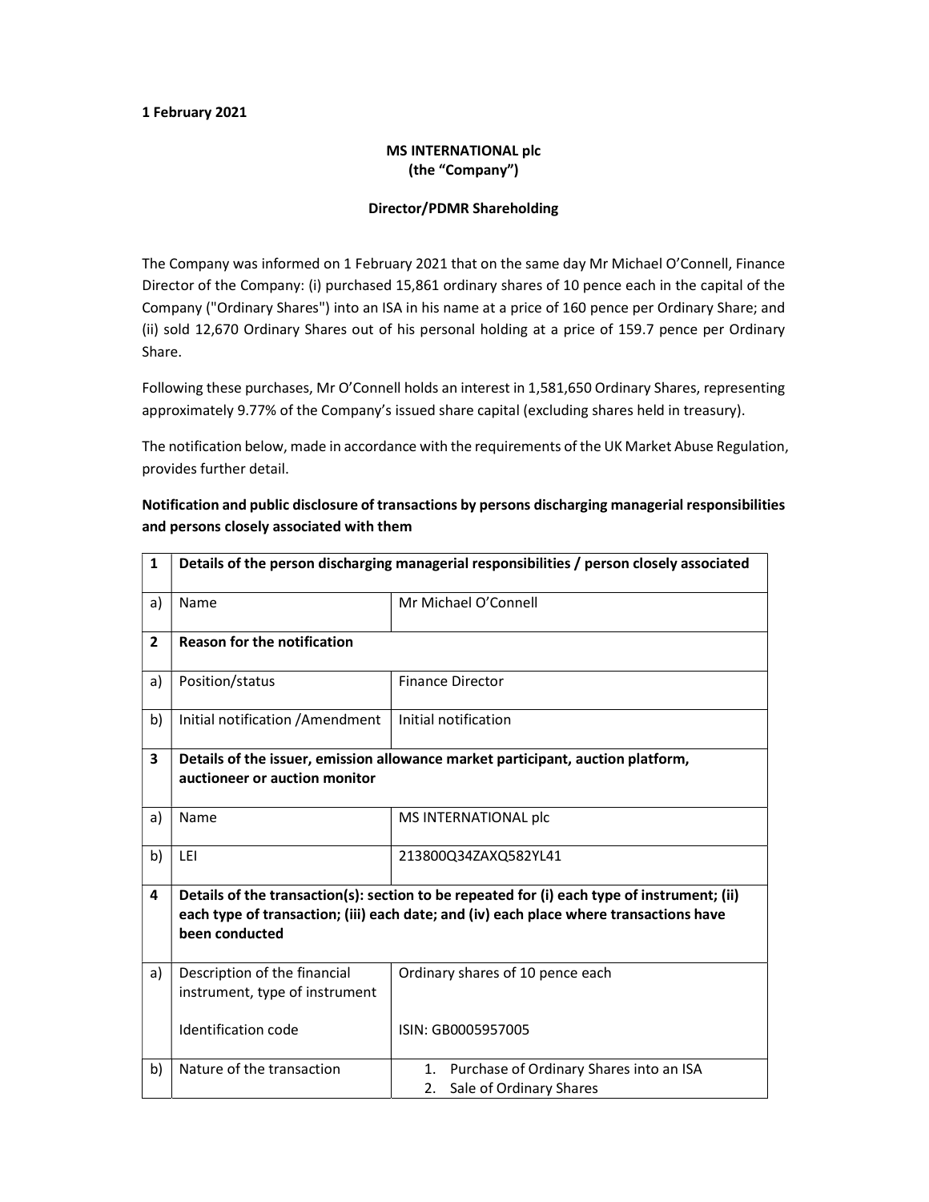**1 February 2021**

**MS INTERNATIONAL plc**
**(the "Company")**

**Director/PDMR Shareholding**

The Company was informed on 1 February 2021 that on the same day Mr Michael O'Connell, Finance Director of the Company: (i) purchased 15,861 ordinary shares of 10 pence each in the capital of the Company ("Ordinary Shares") into an ISA in his name at a price of 160 pence per Ordinary Share; and (ii) sold 12,670 Ordinary Shares out of his personal holding at a price of 159.7 pence per Ordinary Share.

Following these purchases, Mr O'Connell holds an interest in 1,581,650 Ordinary Shares, representing approximately 9.77% of the Company's issued share capital (excluding shares held in treasury).

The notification below, made in accordance with the requirements of the UK Market Abuse Regulation, provides further detail.

**Notification and public disclosure of transactions by persons discharging managerial responsibilities and persons closely associated with them**

| 1 | **Details of the person discharging managerial responsibilities / person closely associated** | |
|---|---|---|
| a) | Name | Mr Michael O'Connell |
| **2** | **Reason for the notification** | |
| a) | Position/status | Finance Director |
| b) | Initial notification /Amendment | Initial notification |
| **3** | **Details of the issuer, emission allowance market participant, auction platform, auctioneer or auction monitor** | |
| a) | Name | MS INTERNATIONAL plc |
| b) | LEI | 213800Q34ZAXQ582YL41 |
| **4** | **Details of the transaction(s): section to be repeated for (i) each type of instrument; (ii) each type of transaction; (iii) each date; and (iv) each place where transactions have been conducted** | |
| a) | Description of the financial instrument, type of instrument<br><br>Identification code | Ordinary shares of 10 pence each<br><br>ISIN: GB0005957005 |
| b) | Nature of the transaction | 1. Purchase of Ordinary Shares into an ISA<br>2. Sale of Ordinary Shares |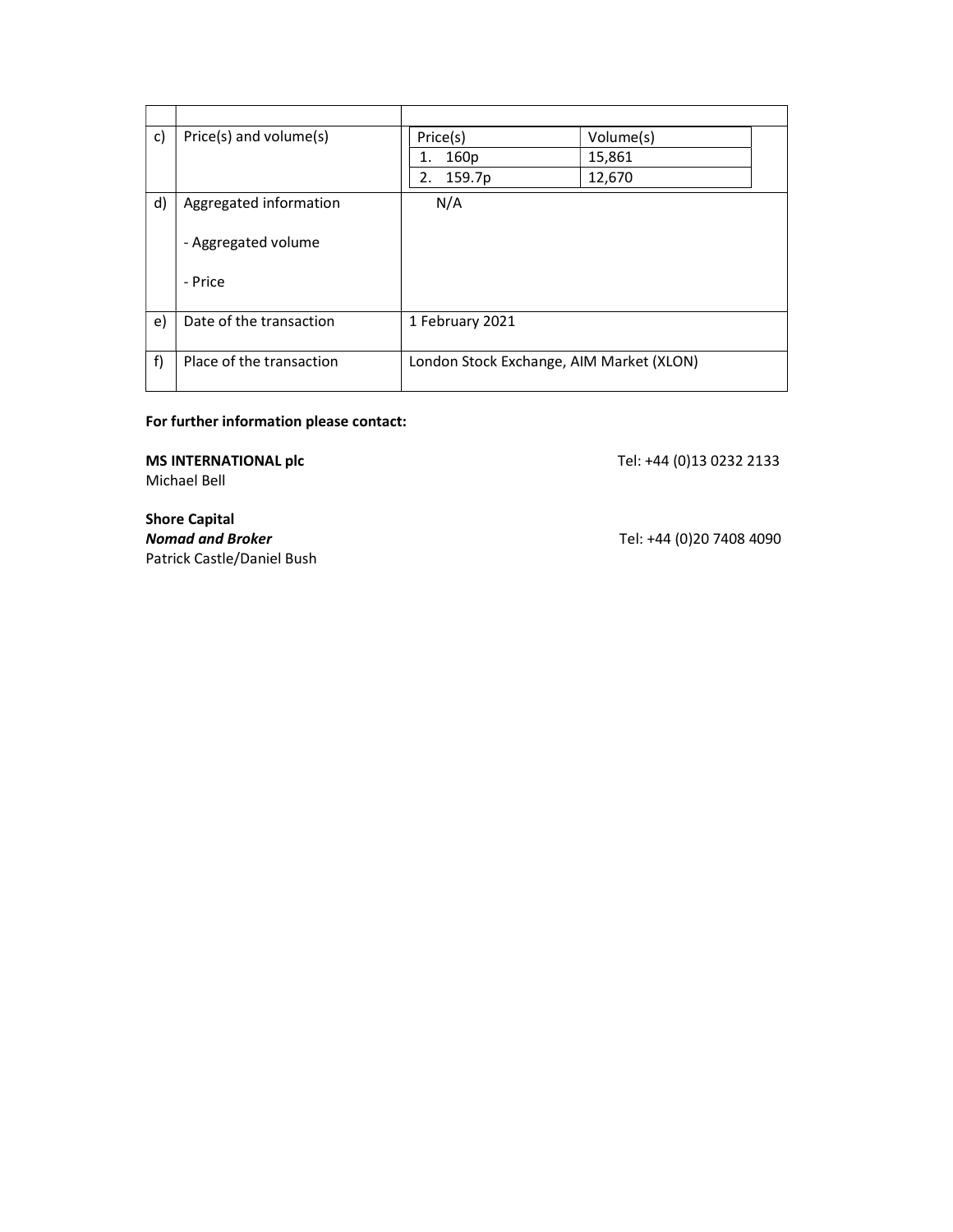| | | |
|---|---|---|
| | | |
| c) | Price(s) and volume(s) | Price(s) / Volume(s)<br>1. 160p / 15,861<br>2. 159.7p / 12,670 |
| d) | Aggregated information<br><br>- Aggregated volume<br><br>- Price | N/A |
| e) | Date of the transaction | 1 February 2021 |
| f) | Place of the transaction | London Stock Exchange, AIM Market (XLON) |

**For further information please contact:**

**MS INTERNATIONAL plc** Tel: +44 (0)13 0232 2133
Michael Bell

**Shore Capital**
***Nomad and Broker*** Tel: +44 (0)20 7408 4090
Patrick Castle/Daniel Bush